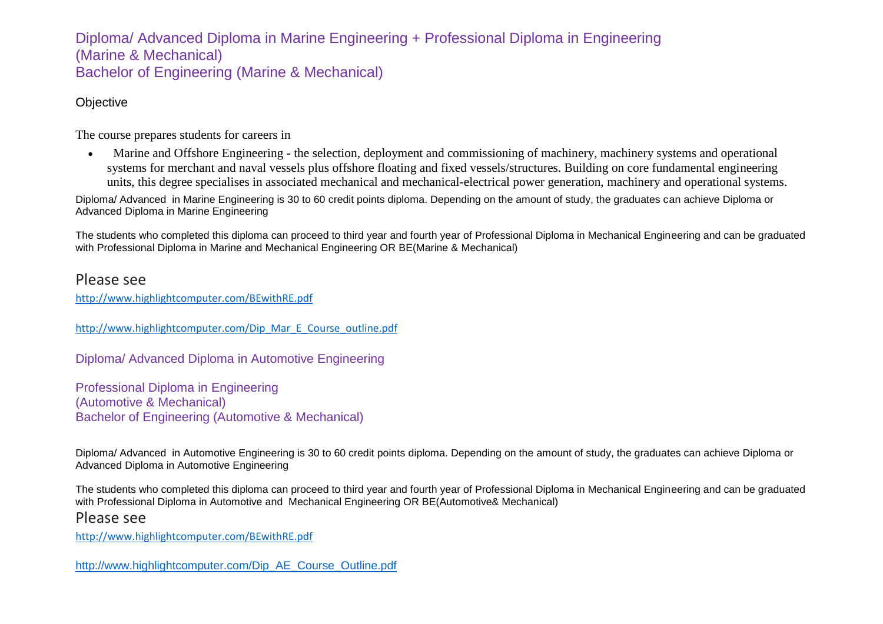## Diploma/ Advanced Diploma in Marine Engineering + Professional Diploma in Engineering (Marine & Mechanical)
## Bachelor of Engineering (Marine & Mechanical)

Objective

The course prepares students for careers in

- Marine and Offshore Engineering - the selection, deployment and commissioning of machinery, machinery systems and operational systems for merchant and naval vessels plus offshore floating and fixed vessels/structures. Building on core fundamental engineering units, this degree specialises in associated mechanical and mechanical-electrical power generation, machinery and operational systems.

Diploma/ Advanced in Marine Engineering is 30 to 60 credit points diploma. Depending on the amount of study, the graduates can achieve Diploma or Advanced Diploma in Marine Engineering

The students who completed this diploma can proceed to third year and fourth year of Professional Diploma in Mechanical Engineering and can be graduated with Professional Diploma in Marine and Mechanical Engineering OR BE(Marine & Mechanical)

Please see

http://www.highlightcomputer.com/BEwithRE.pdf

http://www.highlightcomputer.com/Dip_Mar_E_Course_outline.pdf

## Diploma/ Advanced Diploma in Automotive Engineering

## Professional Diploma in Engineering (Automotive & Mechanical)
## Bachelor of Engineering (Automotive & Mechanical)

Diploma/ Advanced in Automotive Engineering is 30 to 60 credit points diploma. Depending on the amount of study, the graduates can achieve Diploma or Advanced Diploma in Automotive Engineering

The students who completed this diploma can proceed to third year and fourth year of Professional Diploma in Mechanical Engineering and can be graduated with Professional Diploma in Automotive and Mechanical Engineering OR BE(Automotive& Mechanical)

Please see

http://www.highlightcomputer.com/BEwithRE.pdf

http://www.highlightcomputer.com/Dip_AE_Course_Outline.pdf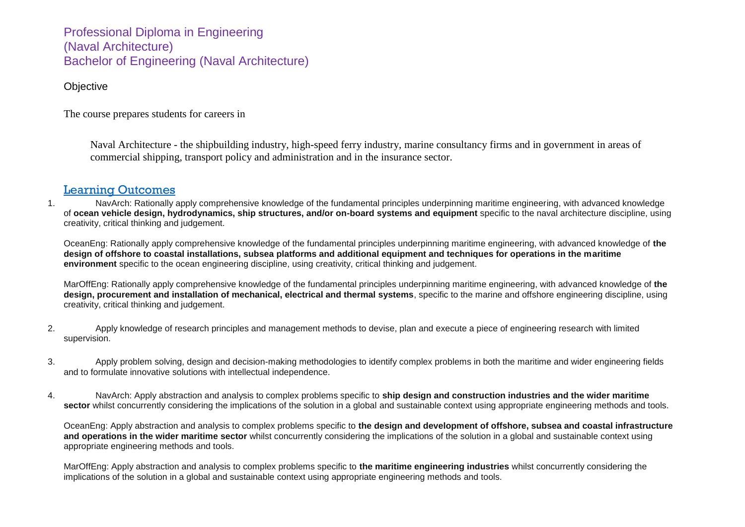# Professional Diploma in Engineering (Naval Architecture)
# Bachelor of Engineering (Naval Architecture)

## Objective

The course prepares students for careers in

Naval Architecture - the shipbuilding industry, high-speed ferry industry, marine consultancy firms and in government in areas of commercial shipping, transport policy and administration and in the insurance sector.

## Learning Outcomes

1. NavArch: Rationally apply comprehensive knowledge of the fundamental principles underpinning maritime engineering, with advanced knowledge of **ocean vehicle design, hydrodynamics, ship structures, and/or on-board systems and equipment** specific to the naval architecture discipline, using creativity, critical thinking and judgement.

   OceanEng: Rationally apply comprehensive knowledge of the fundamental principles underpinning maritime engineering, with advanced knowledge of **the design of offshore to coastal installations, subsea platforms and additional equipment and techniques for operations in the maritime environment** specific to the ocean engineering discipline, using creativity, critical thinking and judgement.

   MarOffEng: Rationally apply comprehensive knowledge of the fundamental principles underpinning maritime engineering, with advanced knowledge of **the design, procurement and installation of mechanical, electrical and thermal systems**, specific to the marine and offshore engineering discipline, using creativity, critical thinking and judgement.

2. Apply knowledge of research principles and management methods to devise, plan and execute a piece of engineering research with limited supervision.

3. Apply problem solving, design and decision-making methodologies to identify complex problems in both the maritime and wider engineering fields and to formulate innovative solutions with intellectual independence.

4. NavArch: Apply abstraction and analysis to complex problems specific to **ship design and construction industries and the wider maritime sector** whilst concurrently considering the implications of the solution in a global and sustainable context using appropriate engineering methods and tools.

   OceanEng: Apply abstraction and analysis to complex problems specific to **the design and development of offshore, subsea and coastal infrastructure and operations in the wider maritime sector** whilst concurrently considering the implications of the solution in a global and sustainable context using appropriate engineering methods and tools.

   MarOffEng: Apply abstraction and analysis to complex problems specific to **the maritime engineering industries** whilst concurrently considering the implications of the solution in a global and sustainable context using appropriate engineering methods and tools.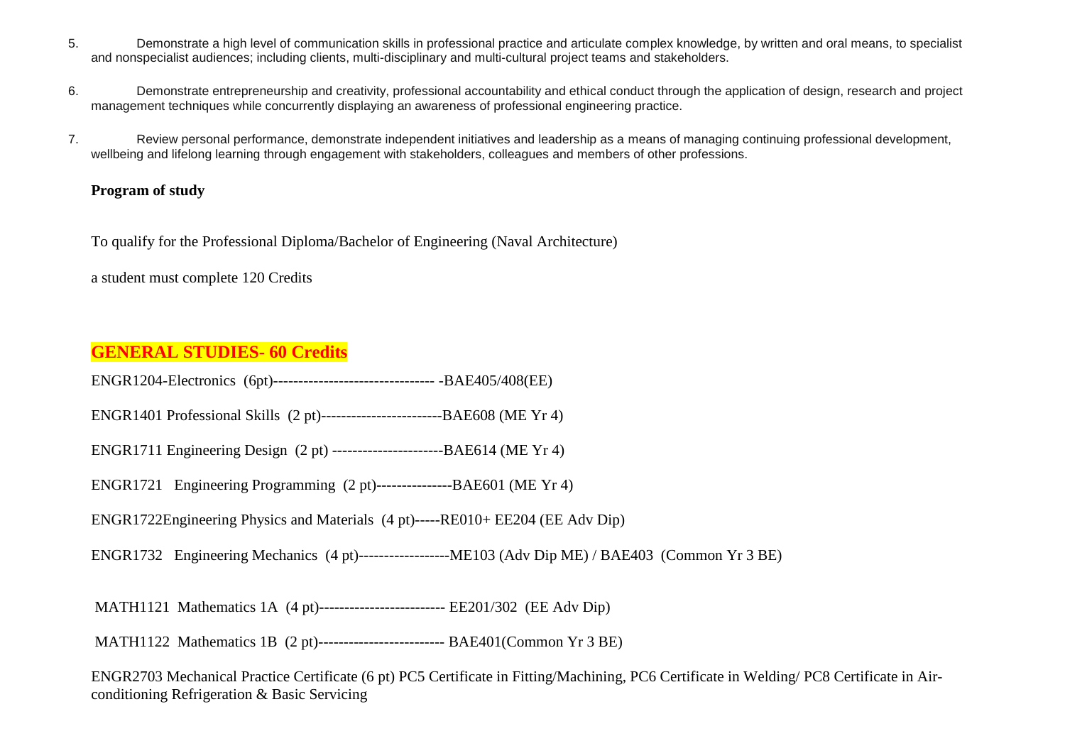5. Demonstrate a high level of communication skills in professional practice and articulate complex knowledge, by written and oral means, to specialist and nonspecialist audiences; including clients, multi-disciplinary and multi-cultural project teams and stakeholders.

6. Demonstrate entrepreneurship and creativity, professional accountability and ethical conduct through the application of design, research and project management techniques while concurrently displaying an awareness of professional engineering practice.

7. Review personal performance, demonstrate independent initiatives and leadership as a means of managing continuing professional development, wellbeing and lifelong learning through engagement with stakeholders, colleagues and members of other professions.

**Program of study**

To qualify for the Professional Diploma/Bachelor of Engineering (Naval Architecture)

a student must complete 120 Credits

## GENERAL STUDIES- 60 Credits

ENGR1204-Electronics (6pt)------------------------------- -BAE405/408(EE)

ENGR1401 Professional Skills (2 pt)-----------------------BAE608 (ME Yr 4)

ENGR1711 Engineering Design (2 pt) ---------------------BAE614 (ME Yr 4)

ENGR1721 Engineering Programming (2 pt)--------------BAE601 (ME Yr 4)

ENGR1722Engineering Physics and Materials (4 pt)-----RE010+ EE204 (EE Adv Dip)

ENGR1732 Engineering Mechanics (4 pt)-----------------ME103 (Adv Dip ME) / BAE403 (Common Yr 3 BE)

MATH1121 Mathematics 1A (4 pt)------------------------ EE201/302 (EE Adv Dip)

MATH1122 Mathematics 1B (2 pt)------------------------ BAE401(Common Yr 3 BE)

ENGR2703 Mechanical Practice Certificate (6 pt) PC5 Certificate in Fitting/Machining, PC6 Certificate in Welding/ PC8 Certificate in Air-conditioning Refrigeration & Basic Servicing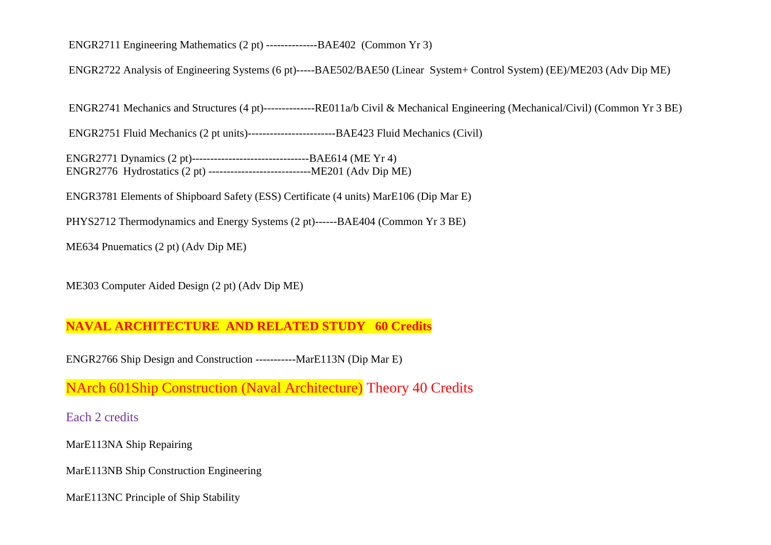ENGR2711 Engineering Mathematics (2 pt) --------------BAE402 (Common Yr 3)

ENGR2722 Analysis of Engineering Systems (6 pt)-----BAE502/BAE50 (Linear System+ Control System) (EE)/ME203 (Adv Dip ME)

ENGR2741 Mechanics and Structures (4 pt)--------------RE011a/b Civil & Mechanical Engineering (Mechanical/Civil) (Common Yr 3 BE)

ENGR2751 Fluid Mechanics (2 pt units)-----------------------BAE423 Fluid Mechanics (Civil)

ENGR2771 Dynamics (2 pt)--------------------------------BAE614 (ME Yr 4)
ENGR2776 Hydrostatics (2 pt) ----------------------------ME201 (Adv Dip ME)

ENGR3781 Elements of Shipboard Safety (ESS) Certificate (4 units) MarE106 (Dip Mar E)

PHYS2712 Thermodynamics and Energy Systems (2 pt)------BAE404 (Common Yr 3 BE)

ME634 Pnuematics (2 pt) (Adv Dip ME)

ME303 Computer Aided Design (2 pt) (Adv Dip ME)

**NAVAL ARCHITECTURE AND RELATED STUDY 60 Credits**

ENGR2766 Ship Design and Construction -----------MarE113N (Dip Mar E)

## NArch 601Ship Construction (Naval Architecture) Theory 40 Credits

Each 2 credits

MarE113NA Ship Repairing

MarE113NB Ship Construction Engineering

MarE113NC Principle of Ship Stability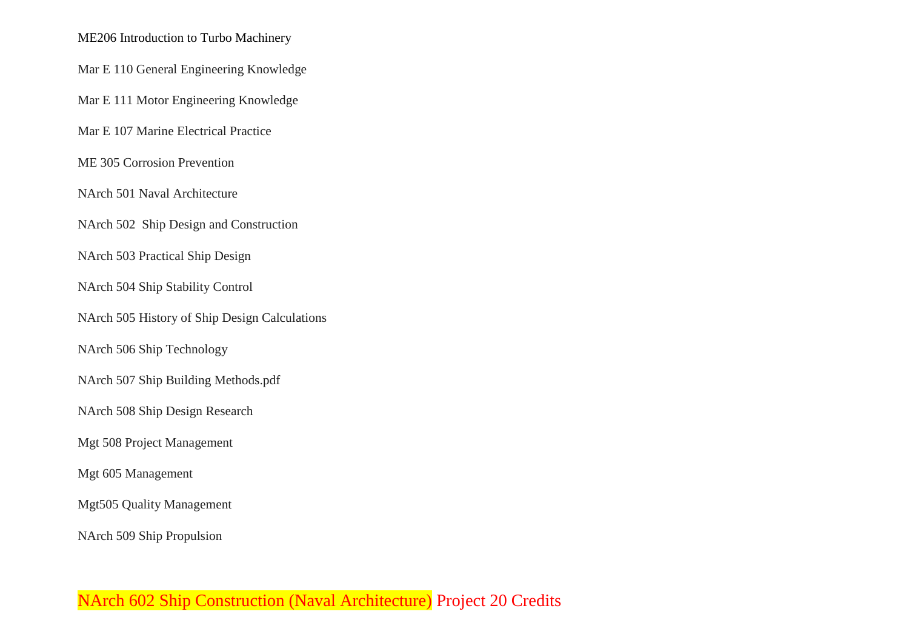ME206 Introduction to Turbo Machinery

Mar E 110 General Engineering Knowledge

Mar E 111 Motor Engineering Knowledge

Mar E 107 Marine Electrical Practice

ME 305 Corrosion Prevention

NArch 501 Naval Architecture

NArch 502  Ship Design and Construction

NArch 503 Practical Ship Design

NArch 504 Ship Stability Control

NArch 505 History of Ship Design Calculations

NArch 506 Ship Technology

NArch 507 Ship Building Methods.pdf

NArch 508 Ship Design Research

Mgt 508 Project Management

Mgt 605 Management

Mgt505 Quality Management

NArch 509 Ship Propulsion

NArch 602 Ship Construction (Naval Architecture) Project 20 Credits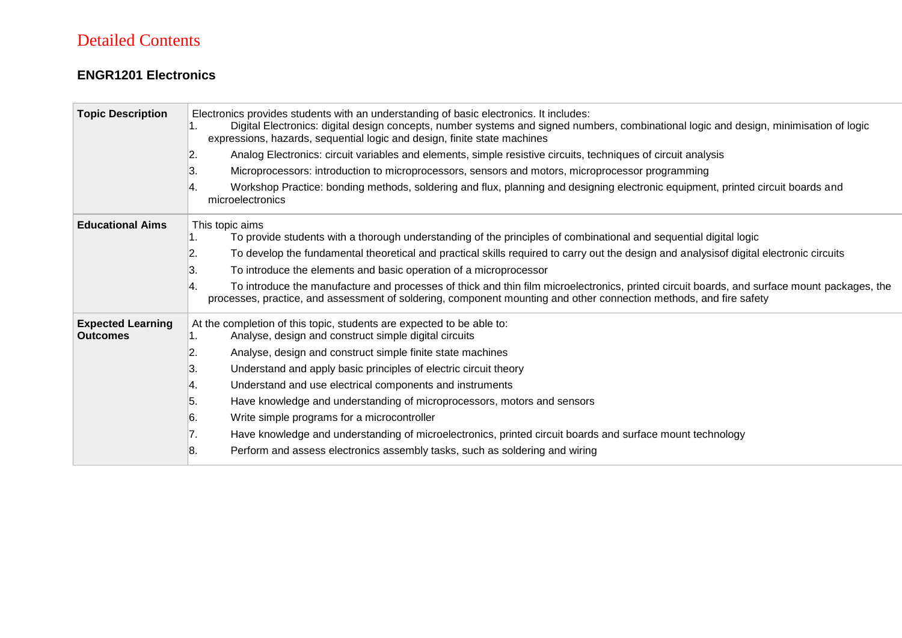# Detailed Contents

## ENGR1201 Electronics

| | |
|---|---|
| **Topic Description** | Electronics provides students with an understanding of basic electronics. It includes:<br>1. Digital Electronics: digital design concepts, number systems and signed numbers, combinational logic and design, minimisation of logic expressions, hazards, sequential logic and design, finite state machines<br>2. Analog Electronics: circuit variables and elements, simple resistive circuits, techniques of circuit analysis<br>3. Microprocessors: introduction to microprocessors, sensors and motors, microprocessor programming<br>4. Workshop Practice: bonding methods, soldering and flux, planning and designing electronic equipment, printed circuit boards and microelectronics |
| **Educational Aims** | This topic aims<br>1. To provide students with a thorough understanding of the principles of combinational and sequential digital logic<br>2. To develop the fundamental theoretical and practical skills required to carry out the design and analysisof digital electronic circuits<br>3. To introduce the elements and basic operation of a microprocessor<br>4. To introduce the manufacture and processes of thick and thin film microelectronics, printed circuit boards, and surface mount packages, the processes, practice, and assessment of soldering, component mounting and other connection methods, and fire safety |
| **Expected Learning Outcomes** | At the completion of this topic, students are expected to be able to:<br>1. Analyse, design and construct simple digital circuits<br>2. Analyse, design and construct simple finite state machines<br>3. Understand and apply basic principles of electric circuit theory<br>4. Understand and use electrical components and instruments<br>5. Have knowledge and understanding of microprocessors, motors and sensors<br>6. Write simple programs for a microcontroller<br>7. Have knowledge and understanding of microelectronics, printed circuit boards and surface mount technology<br>8. Perform and assess electronics assembly tasks, such as soldering and wiring |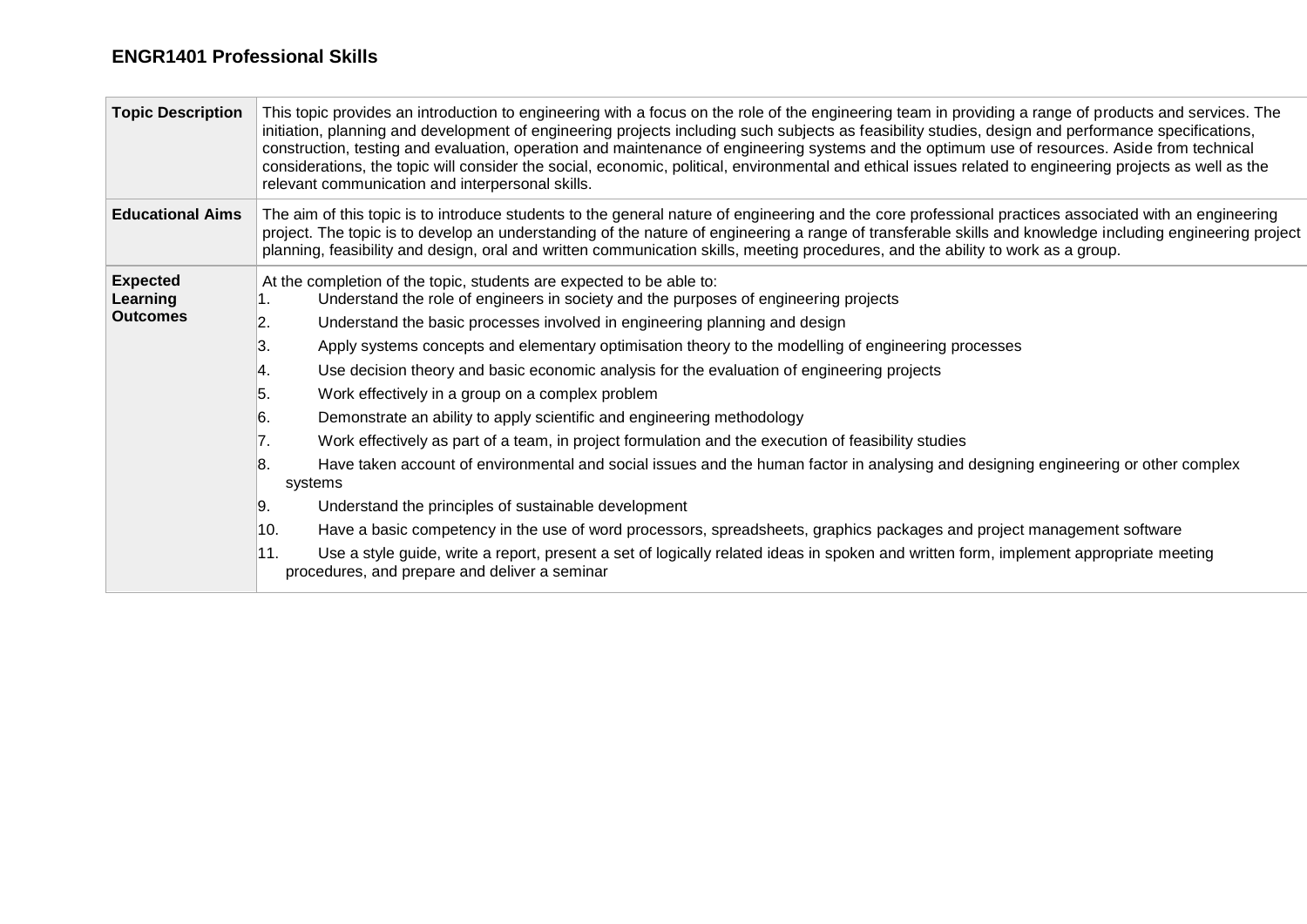## ENGR1401 Professional Skills

| | |
|---|---|
| **Topic Description** | This topic provides an introduction to engineering with a focus on the role of the engineering team in providing a range of products and services. The initiation, planning and development of engineering projects including such subjects as feasibility studies, design and performance specifications, construction, testing and evaluation, operation and maintenance of engineering systems and the optimum use of resources. Aside from technical considerations, the topic will consider the social, economic, political, environmental and ethical issues related to engineering projects as well as the relevant communication and interpersonal skills. |
| **Educational Aims** | The aim of this topic is to introduce students to the general nature of engineering and the core professional practices associated with an engineering project. The topic is to develop an understanding of the nature of engineering a range of transferable skills and knowledge including engineering project planning, feasibility and design, oral and written communication skills, meeting procedures, and the ability to work as a group. |
| **Expected Learning Outcomes** | At the completion of the topic, students are expected to be able to:<br>1. Understand the role of engineers in society and the purposes of engineering projects<br>2. Understand the basic processes involved in engineering planning and design<br>3. Apply systems concepts and elementary optimisation theory to the modelling of engineering processes<br>4. Use decision theory and basic economic analysis for the evaluation of engineering projects<br>5. Work effectively in a group on a complex problem<br>6. Demonstrate an ability to apply scientific and engineering methodology<br>7. Work effectively as part of a team, in project formulation and the execution of feasibility studies<br>8. Have taken account of environmental and social issues and the human factor in analysing and designing engineering or other complex systems<br>9. Understand the principles of sustainable development<br>10. Have a basic competency in the use of word processors, spreadsheets, graphics packages and project management software<br>11. Use a style guide, write a report, present a set of logically related ideas in spoken and written form, implement appropriate meeting procedures, and prepare and deliver a seminar |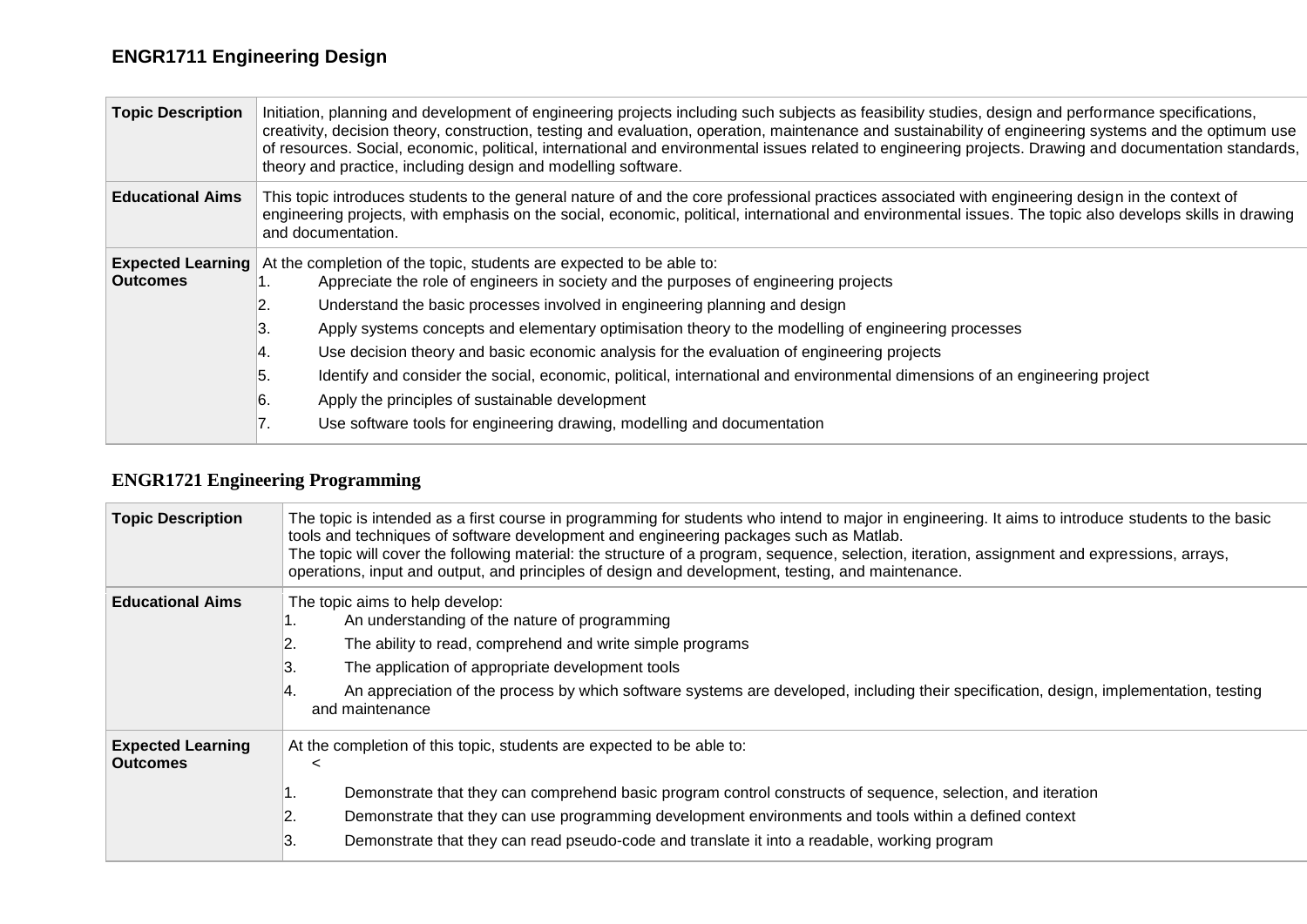## ENGR1711 Engineering Design

| | |
|---|---|
| **Topic Description** | Initiation, planning and development of engineering projects including such subjects as feasibility studies, design and performance specifications, creativity, decision theory, construction, testing and evaluation, operation, maintenance and sustainability of engineering systems and the optimum use of resources. Social, economic, political, international and environmental issues related to engineering projects. Drawing and documentation standards, theory and practice, including design and modelling software. |
| **Educational Aims** | This topic introduces students to the general nature of and the core professional practices associated with engineering design in the context of engineering projects, with emphasis on the social, economic, political, international and environmental issues. The topic also develops skills in drawing and documentation. |
| **Expected Learning Outcomes** | At the completion of the topic, students are expected to be able to:<br>1. Appreciate the role of engineers in society and the purposes of engineering projects<br>2. Understand the basic processes involved in engineering planning and design<br>3. Apply systems concepts and elementary optimisation theory to the modelling of engineering processes<br>4. Use decision theory and basic economic analysis for the evaluation of engineering projects<br>5. Identify and consider the social, economic, political, international and environmental dimensions of an engineering project<br>6. Apply the principles of sustainable development<br>7. Use software tools for engineering drawing, modelling and documentation |

## ENGR1721 Engineering Programming

| | |
|---|---|
| **Topic Description** | The topic is intended as a first course in programming for students who intend to major in engineering. It aims to introduce students to the basic tools and techniques of software development and engineering packages such as Matlab.<br>The topic will cover the following material: the structure of a program, sequence, selection, iteration, assignment and expressions, arrays, operations, input and output, and principles of design and development, testing, and maintenance. |
| **Educational Aims** | The topic aims to help develop:<br>1. An understanding of the nature of programming<br>2. The ability to read, comprehend and write simple programs<br>3. The application of appropriate development tools<br>4. An appreciation of the process by which software systems are developed, including their specification, design, implementation, testing and maintenance |
| **Expected Learning Outcomes** | At the completion of this topic, students are expected to be able to:<br><<br>1. Demonstrate that they can comprehend basic program control constructs of sequence, selection, and iteration<br>2. Demonstrate that they can use programming development environments and tools within a defined context<br>3. Demonstrate that they can read pseudo-code and translate it into a readable, working program |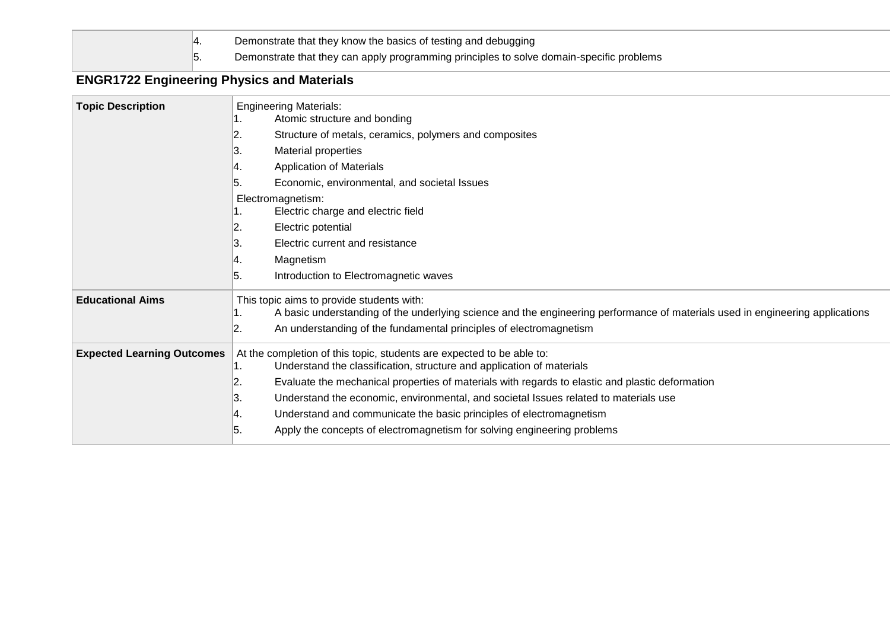| | |
|---|---|
| | 4. Demonstrate that they know the basics of testing and debugging<br>5. Demonstrate that they can apply programming principles to solve domain-specific problems |

## ENGR1722 Engineering Physics and Materials

| | |
|---|---|
| **Topic Description** | Engineering Materials:<br>1. Atomic structure and bonding<br>2. Structure of metals, ceramics, polymers and composites<br>3. Material properties<br>4. Application of Materials<br>5. Economic, environmental, and societal Issues<br>Electromagnetism:<br>1. Electric charge and electric field<br>2. Electric potential<br>3. Electric current and resistance<br>4. Magnetism<br>5. Introduction to Electromagnetic waves |
| **Educational Aims** | This topic aims to provide students with:<br>1. A basic understanding of the underlying science and the engineering performance of materials used in engineering applications<br>2. An understanding of the fundamental principles of electromagnetism |
| **Expected Learning Outcomes** | At the completion of this topic, students are expected to be able to:<br>1. Understand the classification, structure and application of materials<br>2. Evaluate the mechanical properties of materials with regards to elastic and plastic deformation<br>3. Understand the economic, environmental, and societal Issues related to materials use<br>4. Understand and communicate the basic principles of electromagnetism<br>5. Apply the concepts of electromagnetism for solving engineering problems |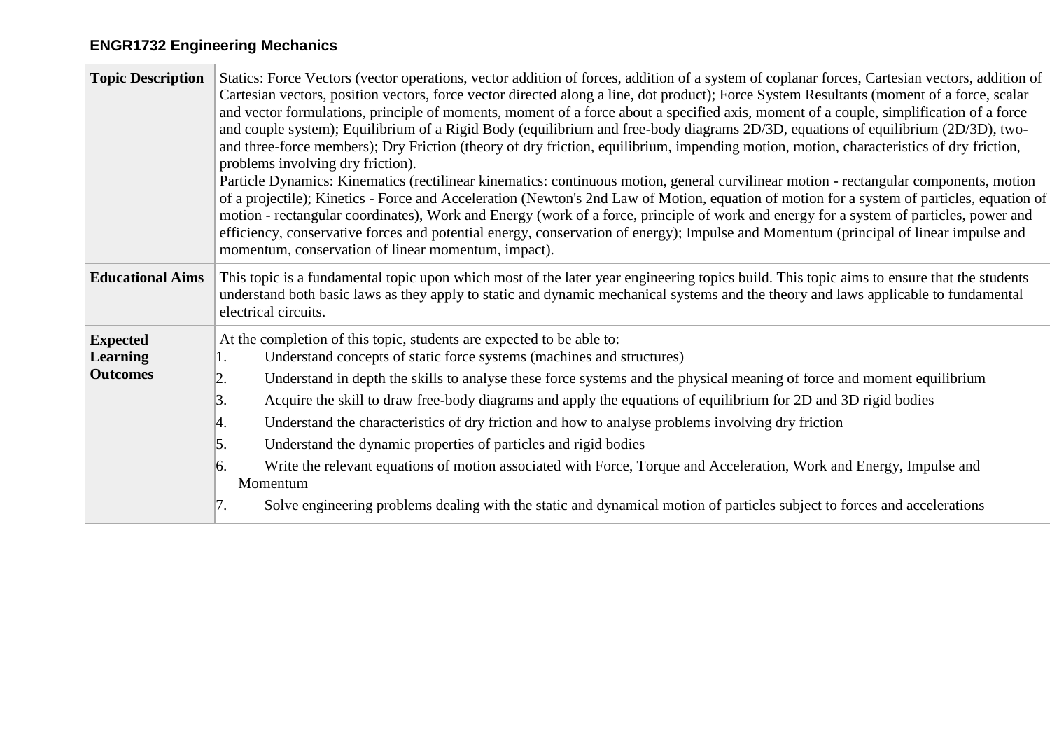**ENGR1732 Engineering Mechanics**

| | |
|---|---|
| **Topic Description** | Statics: Force Vectors (vector operations, vector addition of forces, addition of a system of coplanar forces, Cartesian vectors, addition of Cartesian vectors, position vectors, force vector directed along a line, dot product); Force System Resultants (moment of a force, scalar and vector formulations, principle of moments, moment of a force about a specified axis, moment of a couple, simplification of a force and couple system); Equilibrium of a Rigid Body (equilibrium and free-body diagrams 2D/3D, equations of equilibrium (2D/3D), two- and three-force members); Dry Friction (theory of dry friction, equilibrium, impending motion, motion, characteristics of dry friction, problems involving dry friction).<br>Particle Dynamics: Kinematics (rectilinear kinematics: continuous motion, general curvilinear motion - rectangular components, motion of a projectile); Kinetics - Force and Acceleration (Newton's 2nd Law of Motion, equation of motion for a system of particles, equation of motion - rectangular coordinates), Work and Energy (work of a force, principle of work and energy for a system of particles, power and efficiency, conservative forces and potential energy, conservation of energy); Impulse and Momentum (principal of linear impulse and momentum, conservation of linear momentum, impact). |
| **Educational Aims** | This topic is a fundamental topic upon which most of the later year engineering topics build. This topic aims to ensure that the students understand both basic laws as they apply to static and dynamic mechanical systems and the theory and laws applicable to fundamental electrical circuits. |
| **Expected Learning Outcomes** | At the completion of this topic, students are expected to be able to:<br>1. Understand concepts of static force systems (machines and structures)<br>2. Understand in depth the skills to analyse these force systems and the physical meaning of force and moment equilibrium<br>3. Acquire the skill to draw free-body diagrams and apply the equations of equilibrium for 2D and 3D rigid bodies<br>4. Understand the characteristics of dry friction and how to analyse problems involving dry friction<br>5. Understand the dynamic properties of particles and rigid bodies<br>6. Write the relevant equations of motion associated with Force, Torque and Acceleration, Work and Energy, Impulse and Momentum<br>7. Solve engineering problems dealing with the static and dynamical motion of particles subject to forces and accelerations |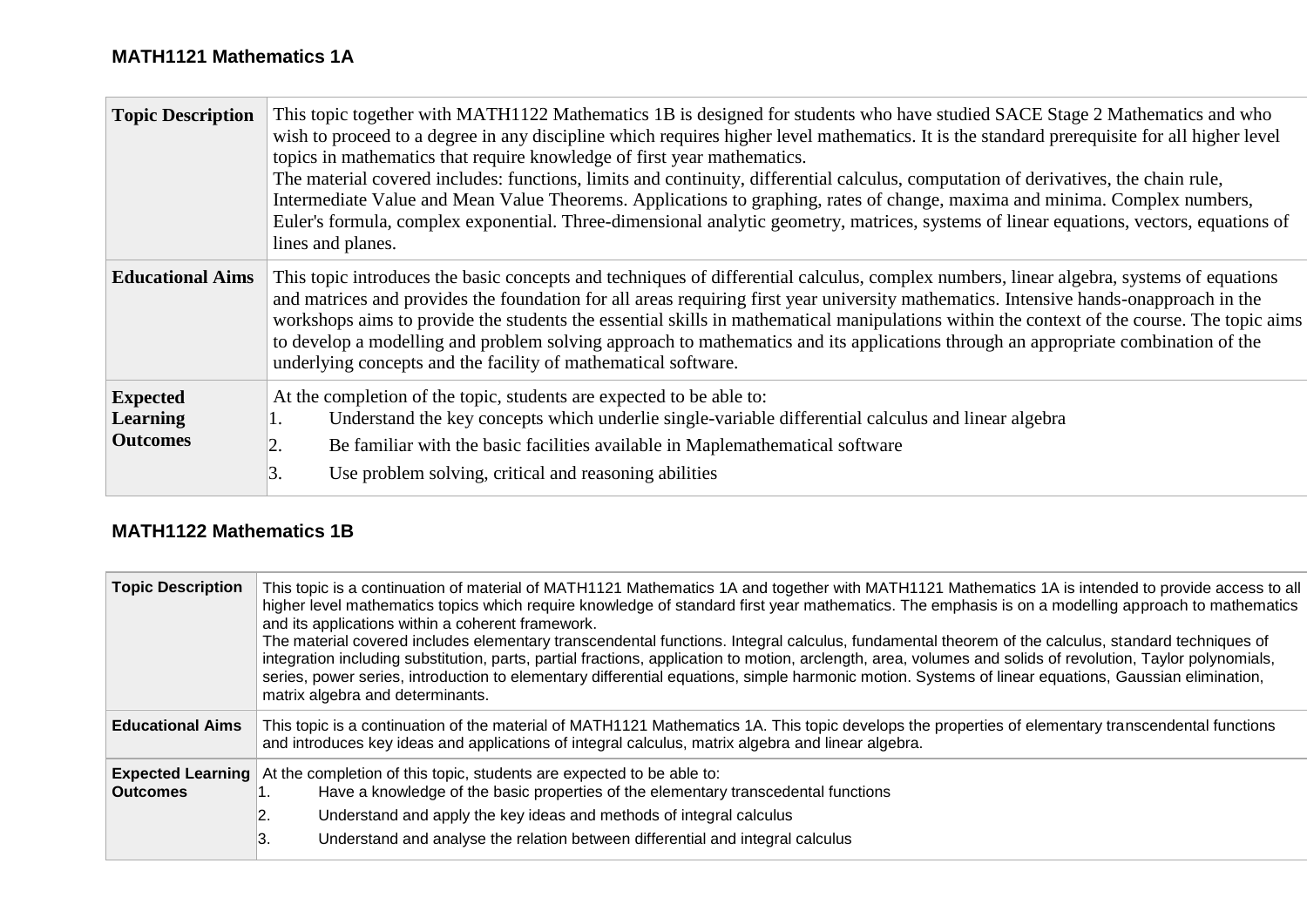## MATH1121 Mathematics 1A

| | |
|---|---|
| **Topic Description** | This topic together with MATH1122 Mathematics 1B is designed for students who have studied SACE Stage 2 Mathematics and who wish to proceed to a degree in any discipline which requires higher level mathematics. It is the standard prerequisite for all higher level topics in mathematics that require knowledge of first year mathematics.<br>The material covered includes: functions, limits and continuity, differential calculus, computation of derivatives, the chain rule, Intermediate Value and Mean Value Theorems. Applications to graphing, rates of change, maxima and minima. Complex numbers, Euler's formula, complex exponential. Three-dimensional analytic geometry, matrices, systems of linear equations, vectors, equations of lines and planes. |
| **Educational Aims** | This topic introduces the basic concepts and techniques of differential calculus, complex numbers, linear algebra, systems of equations and matrices and provides the foundation for all areas requiring first year university mathematics. Intensive hands-onapproach in the workshops aims to provide the students the essential skills in mathematical manipulations within the context of the course. The topic aims to develop a modelling and problem solving approach to mathematics and its applications through an appropriate combination of the underlying concepts and the facility of mathematical software. |
| **Expected Learning Outcomes** | At the completion of the topic, students are expected to be able to:<br>1. Understand the key concepts which underlie single-variable differential calculus and linear algebra<br>2. Be familiar with the basic facilities available in Maplemathematical software<br>3. Use problem solving, critical and reasoning abilities |

## MATH1122 Mathematics 1B

| | |
|---|---|
| **Topic Description** | This topic is a continuation of material of MATH1121 Mathematics 1A and together with MATH1121 Mathematics 1A is intended to provide access to all higher level mathematics topics which require knowledge of standard first year mathematics. The emphasis is on a modelling approach to mathematics and its applications within a coherent framework.<br>The material covered includes elementary transcendental functions. Integral calculus, fundamental theorem of the calculus, standard techniques of integration including substitution, parts, partial fractions, application to motion, arclength, area, volumes and solids of revolution, Taylor polynomials, series, power series, introduction to elementary differential equations, simple harmonic motion. Systems of linear equations, Gaussian elimination, matrix algebra and determinants. |
| **Educational Aims** | This topic is a continuation of the material of MATH1121 Mathematics 1A. This topic develops the properties of elementary transcendental functions and introduces key ideas and applications of integral calculus, matrix algebra and linear algebra. |
| **Expected Learning Outcomes** | At the completion of this topic, students are expected to be able to:<br>1. Have a knowledge of the basic properties of the elementary transcedental functions<br>2. Understand and apply the key ideas and methods of integral calculus<br>3. Understand and analyse the relation between differential and integral calculus |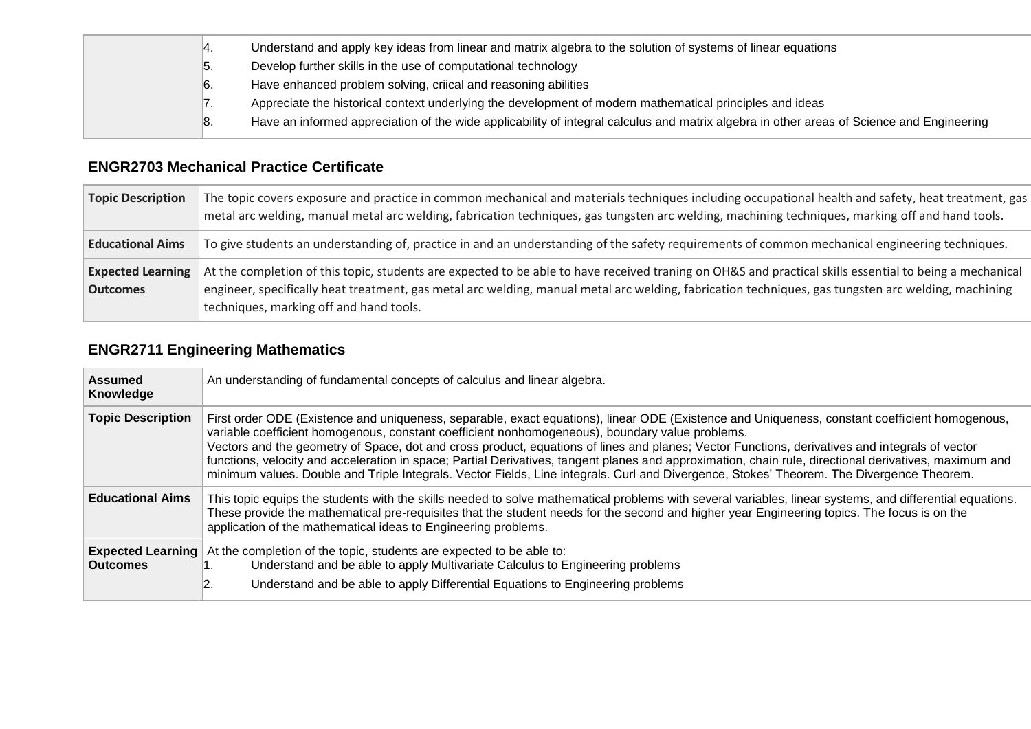| | |
|---|---|
| | 4. Understand and apply key ideas from linear and matrix algebra to the solution of systems of linear equations<br>5. Develop further skills in the use of computational technology<br>6. Have enhanced problem solving, criical and reasoning abilities<br>7. Appreciate the historical context underlying the development of modern mathematical principles and ideas<br>8. Have an informed appreciation of the wide applicability of integral calculus and matrix algebra in other areas of Science and Engineering |

### ENGR2703 Mechanical Practice Certificate

| | |
|---|---|
| **Topic Description** | The topic covers exposure and practice in common mechanical and materials techniques including occupational health and safety, heat treatment, gas metal arc welding, manual metal arc welding, fabrication techniques, gas tungsten arc welding, machining techniques, marking off and hand tools. |
| **Educational Aims** | To give students an understanding of, practice in and an understanding of the safety requirements of common mechanical engineering techniques. |
| **Expected Learning Outcomes** | At the completion of this topic, students are expected to be able to have received traning on OH&S and practical skills essential to being a mechanical engineer, specifically heat treatment, gas metal arc welding, manual metal arc welding, fabrication techniques, gas tungsten arc welding, machining techniques, marking off and hand tools. |

### ENGR2711 Engineering Mathematics

| | |
|---|---|
| **Assumed Knowledge** | An understanding of fundamental concepts of calculus and linear algebra. |
| **Topic Description** | First order ODE (Existence and uniqueness, separable, exact equations), linear ODE (Existence and Uniqueness, constant coefficient homogenous, variable coefficient homogenous, constant coefficient nonhomogeneous), boundary value problems.<br>Vectors and the geometry of Space, dot and cross product, equations of lines and planes; Vector Functions, derivatives and integrals of vector functions, velocity and acceleration in space; Partial Derivatives, tangent planes and approximation, chain rule, directional derivatives, maximum and minimum values. Double and Triple Integrals. Vector Fields, Line integrals. Curl and Divergence, Stokes' Theorem. The Divergence Theorem. |
| **Educational Aims** | This topic equips the students with the skills needed to solve mathematical problems with several variables, linear systems, and differential equations. These provide the mathematical pre-requisites that the student needs for the second and higher year Engineering topics. The focus is on the application of the mathematical ideas to Engineering problems. |
| **Expected Learning Outcomes** | At the completion of the topic, students are expected to be able to:<br>1. Understand and be able to apply Multivariate Calculus to Engineering problems<br>2. Understand and be able to apply Differential Equations to Engineering problems |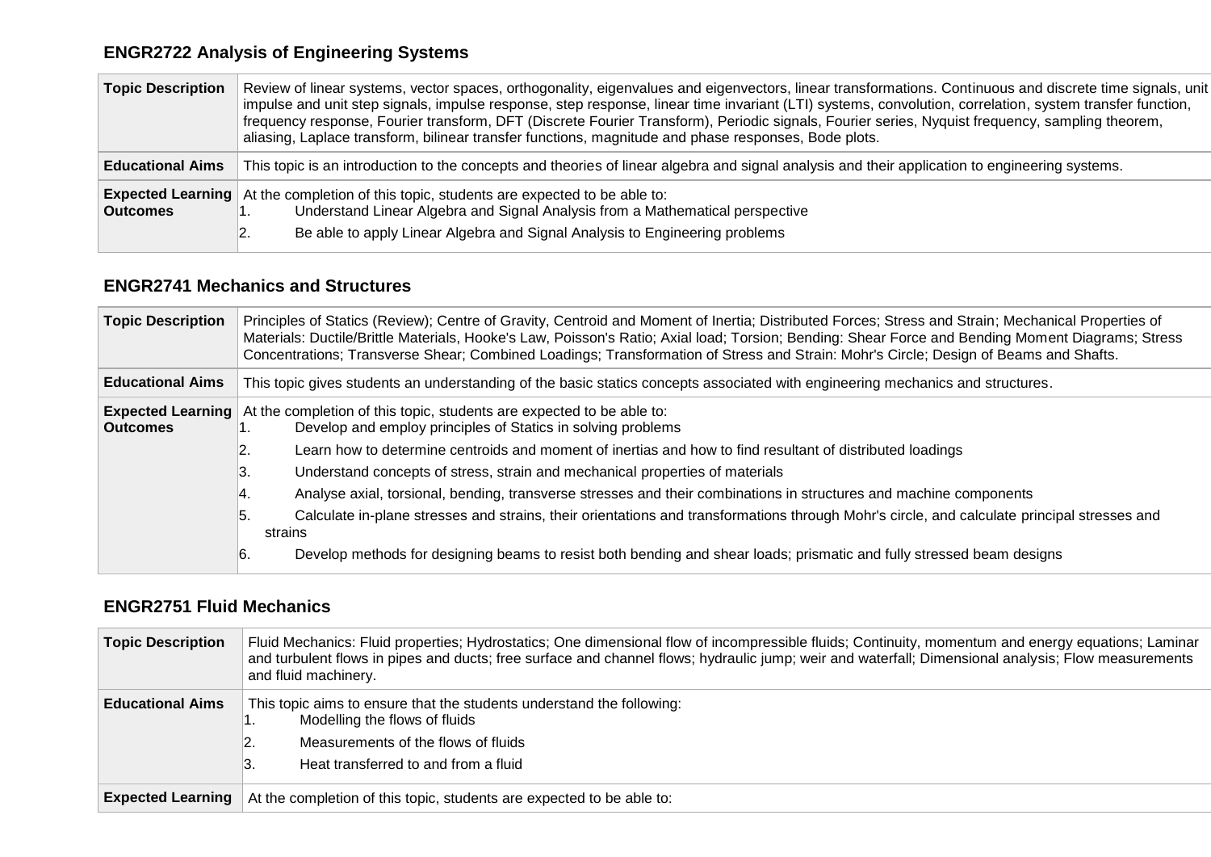### ENGR2722 Analysis of Engineering Systems

| | |
|---|---|
| **Topic Description** | Review of linear systems, vector spaces, orthogonality, eigenvalues and eigenvectors, linear transformations. Continuous and discrete time signals, unit impulse and unit step signals, impulse response, step response, linear time invariant (LTI) systems, convolution, correlation, system transfer function, frequency response, Fourier transform, DFT (Discrete Fourier Transform), Periodic signals, Fourier series, Nyquist frequency, sampling theorem, aliasing, Laplace transform, bilinear transfer functions, magnitude and phase responses, Bode plots. |
| **Educational Aims** | This topic is an introduction to the concepts and theories of linear algebra and signal analysis and their application to engineering systems. |
| **Expected Learning Outcomes** | At the completion of this topic, students are expected to be able to:<br>1. Understand Linear Algebra and Signal Analysis from a Mathematical perspective<br>2. Be able to apply Linear Algebra and Signal Analysis to Engineering problems |

### ENGR2741 Mechanics and Structures

| | |
|---|---|
| **Topic Description** | Principles of Statics (Review); Centre of Gravity, Centroid and Moment of Inertia; Distributed Forces; Stress and Strain; Mechanical Properties of Materials: Ductile/Brittle Materials, Hooke's Law, Poisson's Ratio; Axial load; Torsion; Bending: Shear Force and Bending Moment Diagrams; Stress Concentrations; Transverse Shear; Combined Loadings; Transformation of Stress and Strain: Mohr's Circle; Design of Beams and Shafts. |
| **Educational Aims** | This topic gives students an understanding of the basic statics concepts associated with engineering mechanics and structures. |
| **Expected Learning Outcomes** | At the completion of this topic, students are expected to be able to:<br>1. Develop and employ principles of Statics in solving problems<br>2. Learn how to determine centroids and moment of inertias and how to find resultant of distributed loadings<br>3. Understand concepts of stress, strain and mechanical properties of materials<br>4. Analyse axial, torsional, bending, transverse stresses and their combinations in structures and machine components<br>5. Calculate in-plane stresses and strains, their orientations and transformations through Mohr's circle, and calculate principal stresses and strains<br>6. Develop methods for designing beams to resist both bending and shear loads; prismatic and fully stressed beam designs |

### ENGR2751 Fluid Mechanics

| | |
|---|---|
| **Topic Description** | Fluid Mechanics: Fluid properties; Hydrostatics; One dimensional flow of incompressible fluids; Continuity, momentum and energy equations; Laminar and turbulent flows in pipes and ducts; free surface and channel flows; hydraulic jump; weir and waterfall; Dimensional analysis; Flow measurements and fluid machinery. |
| **Educational Aims** | This topic aims to ensure that the students understand the following:<br>1. Modelling the flows of fluids<br>2. Measurements of the flows of fluids<br>3. Heat transferred to and from a fluid |
| **Expected Learning** | At the completion of this topic, students are expected to be able to: |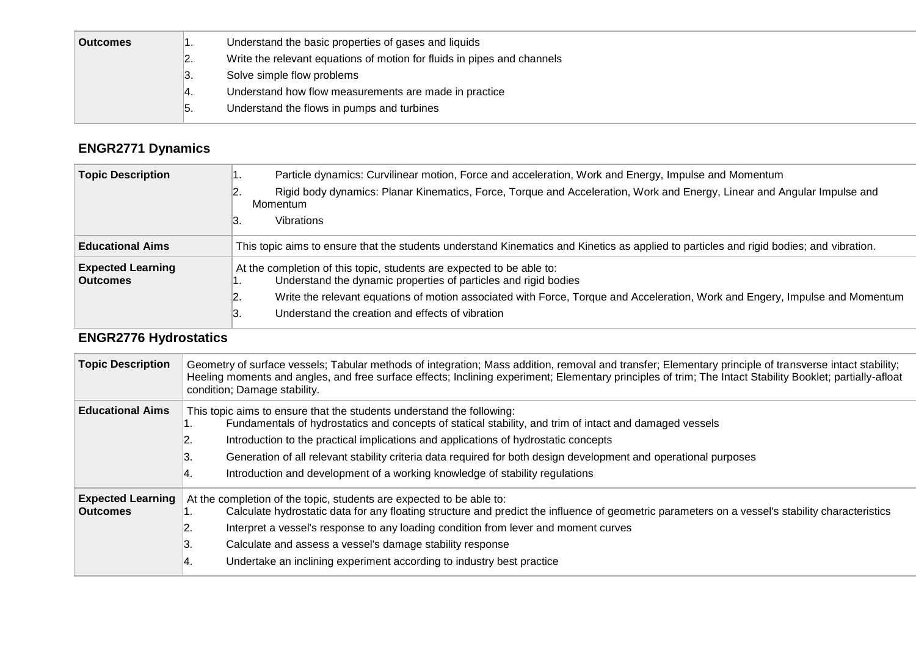| | |
|---|---|
| **Outcomes** | 1. Understand the basic properties of gases and liquids<br>2. Write the relevant equations of motion for fluids in pipes and channels<br>3. Solve simple flow problems<br>4. Understand how flow measurements are made in practice<br>5. Understand the flows in pumps and turbines |

## ENGR2771 Dynamics

| | |
|---|---|
| **Topic Description** | 1. Particle dynamics: Curvilinear motion, Force and acceleration, Work and Energy, Impulse and Momentum<br>2. Rigid body dynamics: Planar Kinematics, Force, Torque and Acceleration, Work and Energy, Linear and Angular Impulse and Momentum<br>3. Vibrations |
| **Educational Aims** | This topic aims to ensure that the students understand Kinematics and Kinetics as applied to particles and rigid bodies; and vibration. |
| **Expected Learning Outcomes** | At the completion of this topic, students are expected to be able to:<br>1. Understand the dynamic properties of particles and rigid bodies<br>2. Write the relevant equations of motion associated with Force, Torque and Acceleration, Work and Engery, Impulse and Momentum<br>3. Understand the creation and effects of vibration |

## ENGR2776 Hydrostatics

| | |
|---|---|
| **Topic Description** | Geometry of surface vessels; Tabular methods of integration; Mass addition, removal and transfer; Elementary principle of transverse intact stability; Heeling moments and angles, and free surface effects; Inclining experiment; Elementary principles of trim; The Intact Stability Booklet; partially-afloat condition; Damage stability. |
| **Educational Aims** | This topic aims to ensure that the students understand the following:<br>1. Fundamentals of hydrostatics and concepts of statical stability, and trim of intact and damaged vessels<br>2. Introduction to the practical implications and applications of hydrostatic concepts<br>3. Generation of all relevant stability criteria data required for both design development and operational purposes<br>4. Introduction and development of a working knowledge of stability regulations |
| **Expected Learning Outcomes** | At the completion of the topic, students are expected to be able to:<br>1. Calculate hydrostatic data for any floating structure and predict the influence of geometric parameters on a vessel's stability characteristics<br>2. Interpret a vessel's response to any loading condition from lever and moment curves<br>3. Calculate and assess a vessel's damage stability response<br>4. Undertake an inclining experiment according to industry best practice |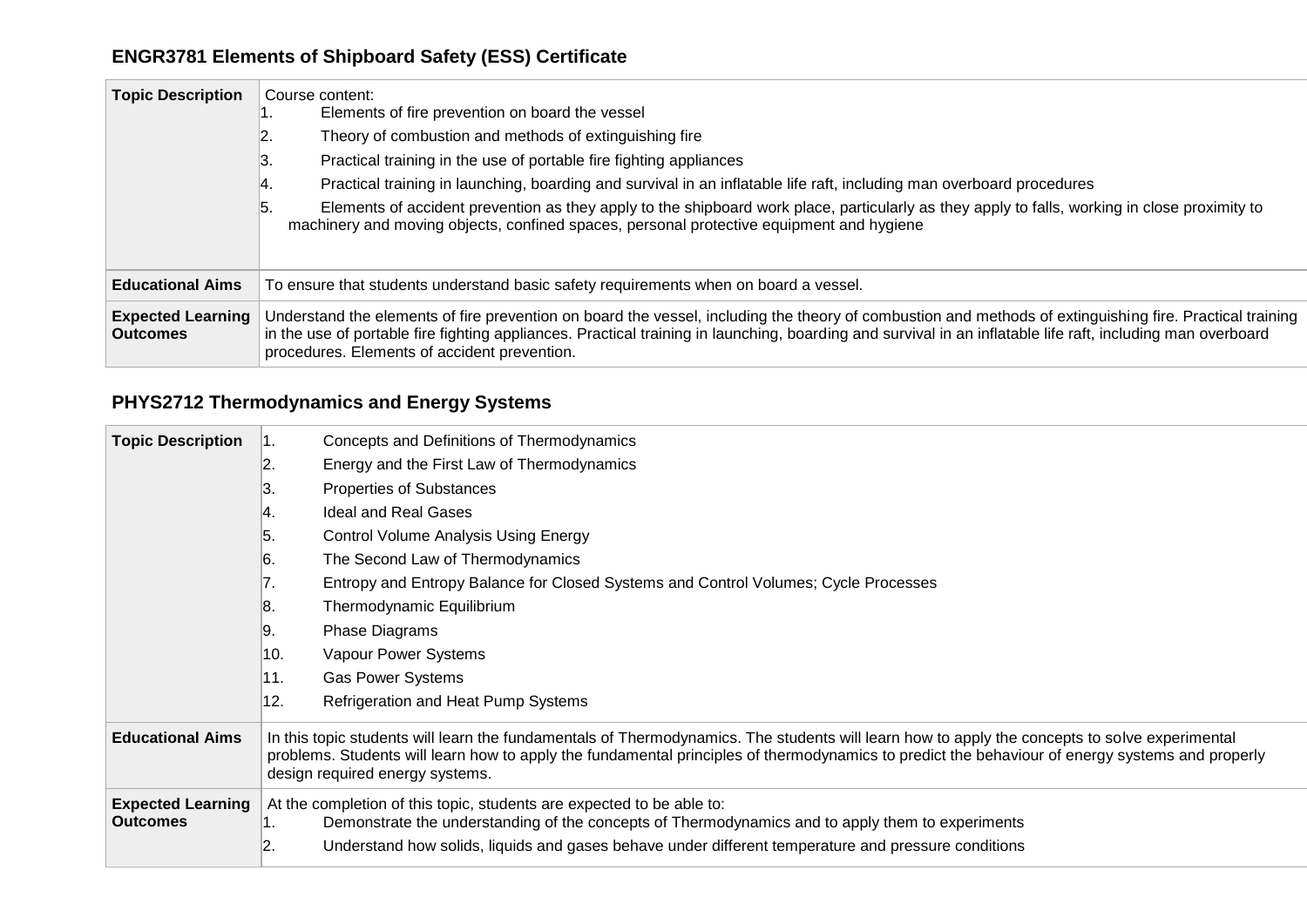### ENGR3781 Elements of Shipboard Safety (ESS) Certificate

| | |
|---|---|
| **Topic Description** | Course content:<br>1. Elements of fire prevention on board the vessel<br>2. Theory of combustion and methods of extinguishing fire<br>3. Practical training in the use of portable fire fighting appliances<br>4. Practical training in launching, boarding and survival in an inflatable life raft, including man overboard procedures<br>5. Elements of accident prevention as they apply to the shipboard work place, particularly as they apply to falls, working in close proximity to machinery and moving objects, confined spaces, personal protective equipment and hygiene |
| **Educational Aims** | To ensure that students understand basic safety requirements when on board a vessel. |
| **Expected Learning Outcomes** | Understand the elements of fire prevention on board the vessel, including the theory of combustion and methods of extinguishing fire. Practical training in the use of portable fire fighting appliances. Practical training in launching, boarding and survival in an inflatable life raft, including man overboard procedures. Elements of accident prevention. |

### PHYS2712 Thermodynamics and Energy Systems

| | |
|---|---|
| **Topic Description** | 1. Concepts and Definitions of Thermodynamics<br>2. Energy and the First Law of Thermodynamics<br>3. Properties of Substances<br>4. Ideal and Real Gases<br>5. Control Volume Analysis Using Energy<br>6. The Second Law of Thermodynamics<br>7. Entropy and Entropy Balance for Closed Systems and Control Volumes; Cycle Processes<br>8. Thermodynamic Equilibrium<br>9. Phase Diagrams<br>10. Vapour Power Systems<br>11. Gas Power Systems<br>12. Refrigeration and Heat Pump Systems |
| **Educational Aims** | In this topic students will learn the fundamentals of Thermodynamics. The students will learn how to apply the concepts to solve experimental problems. Students will learn how to apply the fundamental principles of thermodynamics to predict the behaviour of energy systems and properly design required energy systems. |
| **Expected Learning Outcomes** | At the completion of this topic, students are expected to be able to:<br>1. Demonstrate the understanding of the concepts of Thermodynamics and to apply them to experiments<br>2. Understand how solids, liquids and gases behave under different temperature and pressure conditions |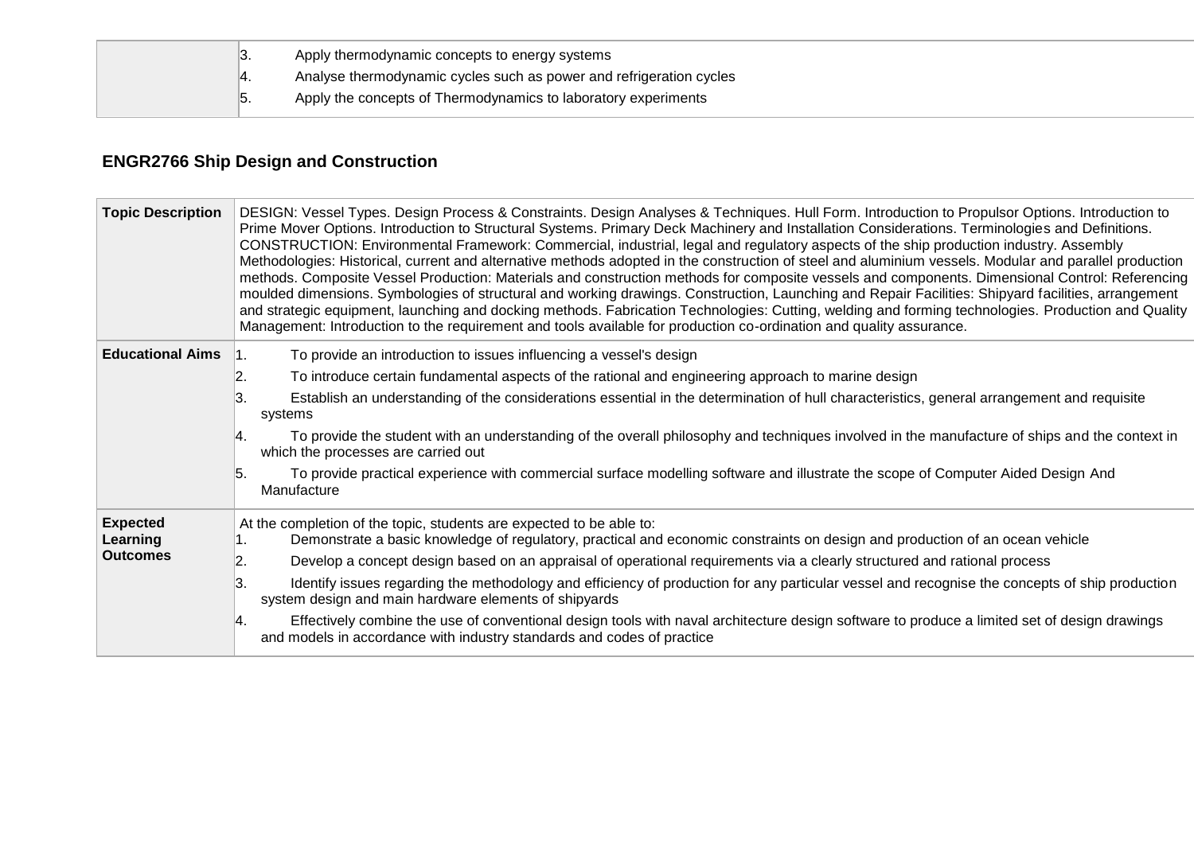| | |
|---|---|
| | 3. Apply thermodynamic concepts to energy systems<br>4. Analyse thermodynamic cycles such as power and refrigeration cycles<br>5. Apply the concepts of Thermodynamics to laboratory experiments |

### ENGR2766 Ship Design and Construction

| | |
|---|---|
| **Topic Description** | DESIGN: Vessel Types. Design Process & Constraints. Design Analyses & Techniques. Hull Form. Introduction to Propulsor Options. Introduction to Prime Mover Options. Introduction to Structural Systems. Primary Deck Machinery and Installation Considerations. Terminologies and Definitions. CONSTRUCTION: Environmental Framework: Commercial, industrial, legal and regulatory aspects of the ship production industry. Assembly Methodologies: Historical, current and alternative methods adopted in the construction of steel and aluminium vessels. Modular and parallel production methods. Composite Vessel Production: Materials and construction methods for composite vessels and components. Dimensional Control: Referencing moulded dimensions. Symbologies of structural and working drawings. Construction, Launching and Repair Facilities: Shipyard facilities, arrangement and strategic equipment, launching and docking methods. Fabrication Technologies: Cutting, welding and forming technologies. Production and Quality Management: Introduction to the requirement and tools available for production co-ordination and quality assurance. |
| **Educational Aims** | 1. To provide an introduction to issues influencing a vessel's design<br>2. To introduce certain fundamental aspects of the rational and engineering approach to marine design<br>3. Establish an understanding of the considerations essential in the determination of hull characteristics, general arrangement and requisite systems<br>4. To provide the student with an understanding of the overall philosophy and techniques involved in the manufacture of ships and the context in which the processes are carried out<br>5. To provide practical experience with commercial surface modelling software and illustrate the scope of Computer Aided Design And Manufacture |
| **Expected Learning Outcomes** | At the completion of the topic, students are expected to be able to:<br>1. Demonstrate a basic knowledge of regulatory, practical and economic constraints on design and production of an ocean vehicle<br>2. Develop a concept design based on an appraisal of operational requirements via a clearly structured and rational process<br>3. Identify issues regarding the methodology and efficiency of production for any particular vessel and recognise the concepts of ship production system design and main hardware elements of shipyards<br>4. Effectively combine the use of conventional design tools with naval architecture design software to produce a limited set of design drawings and models in accordance with industry standards and codes of practice |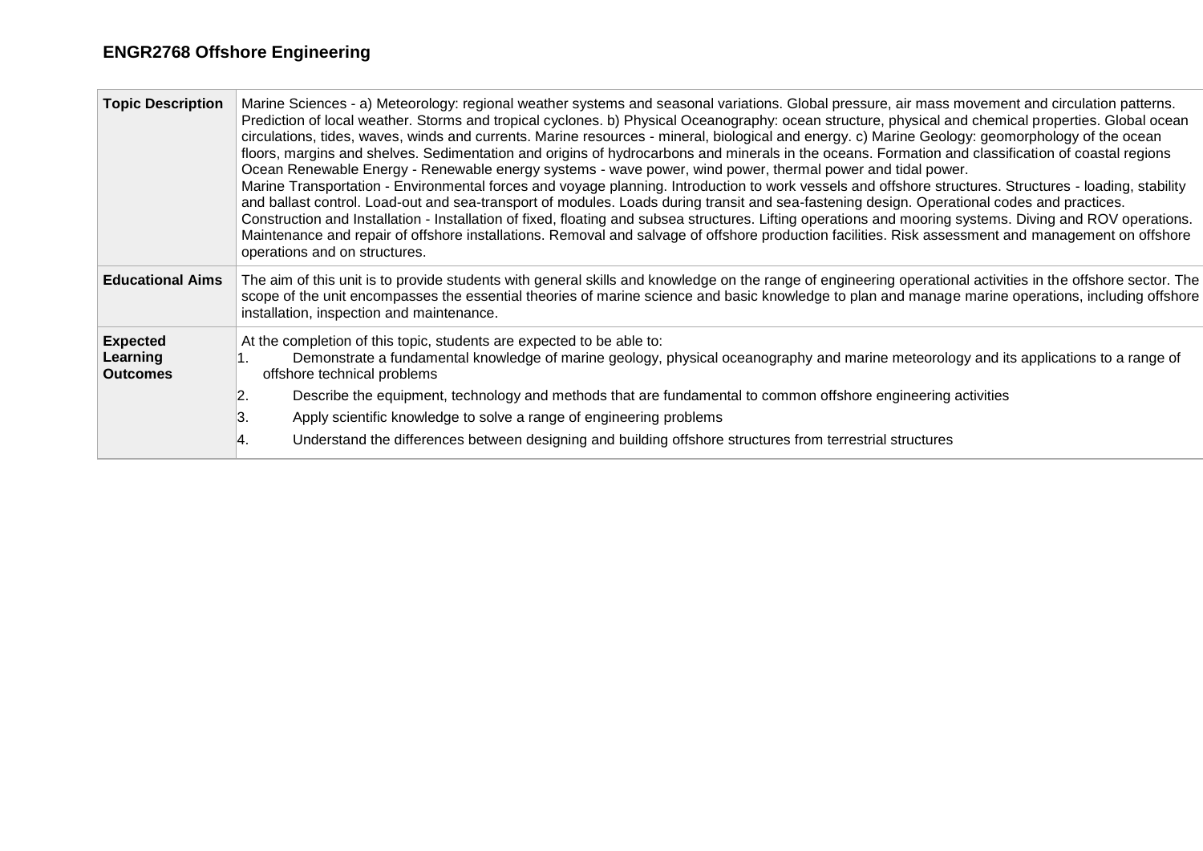## ENGR2768 Offshore Engineering

| | |
|---|---|
| **Topic Description** | Marine Sciences - a) Meteorology: regional weather systems and seasonal variations. Global pressure, air mass movement and circulation patterns. Prediction of local weather. Storms and tropical cyclones. b) Physical Oceanography: ocean structure, physical and chemical properties. Global ocean circulations, tides, waves, winds and currents. Marine resources - mineral, biological and energy. c) Marine Geology: geomorphology of the ocean floors, margins and shelves. Sedimentation and origins of hydrocarbons and minerals in the oceans. Formation and classification of coastal regions<br>Ocean Renewable Energy - Renewable energy systems - wave power, wind power, thermal power and tidal power.<br>Marine Transportation - Environmental forces and voyage planning. Introduction to work vessels and offshore structures. Structures - loading, stability and ballast control. Load-out and sea-transport of modules. Loads during transit and sea-fastening design. Operational codes and practices.<br>Construction and Installation - Installation of fixed, floating and subsea structures. Lifting operations and mooring systems. Diving and ROV operations. Maintenance and repair of offshore installations. Removal and salvage of offshore production facilities. Risk assessment and management on offshore operations and on structures. |
| **Educational Aims** | The aim of this unit is to provide students with general skills and knowledge on the range of engineering operational activities in the offshore sector. The scope of the unit encompasses the essential theories of marine science and basic knowledge to plan and manage marine operations, including offshore installation, inspection and maintenance. |
| **Expected Learning Outcomes** | At the completion of this topic, students are expected to be able to:<br>1. Demonstrate a fundamental knowledge of marine geology, physical oceanography and marine meteorology and its applications to a range of offshore technical problems<br>2. Describe the equipment, technology and methods that are fundamental to common offshore engineering activities<br>3. Apply scientific knowledge to solve a range of engineering problems<br>4. Understand the differences between designing and building offshore structures from terrestrial structures |